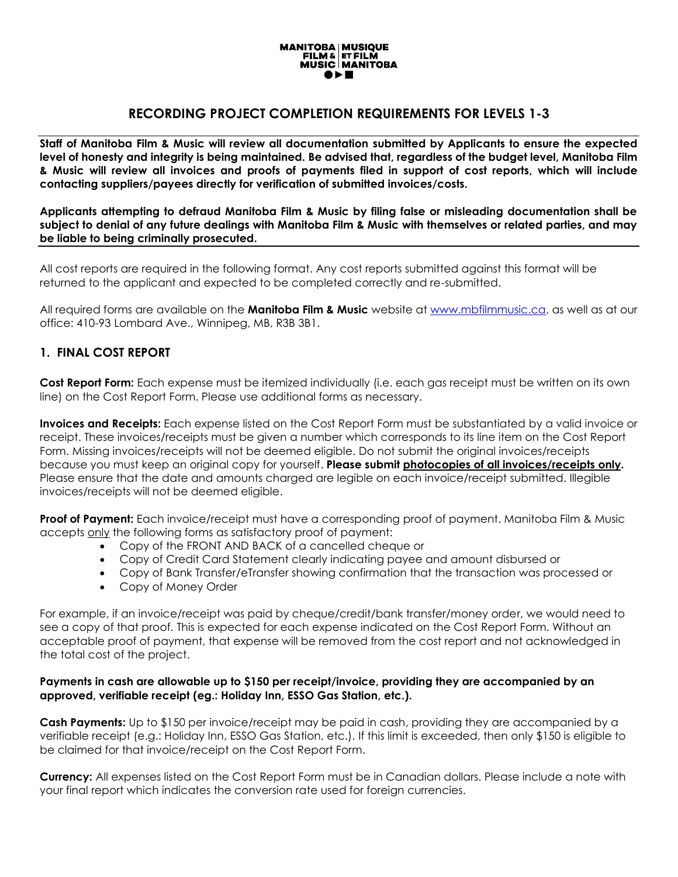MANITOBA FILM & MUSIC | MUSIQUE ET FILM MANITOBA

# RECORDING PROJECT COMPLETION REQUIREMENTS FOR LEVELS 1-3

**Staff of Manitoba Film & Music will review all documentation submitted by Applicants to ensure the expected level of honesty and integrity is being maintained. Be advised that, regardless of the budget level, Manitoba Film & Music will review all invoices and proofs of payments filed in support of cost reports, which will include contacting suppliers/payees directly for verification of submitted invoices/costs.**

**Applicants attempting to defraud Manitoba Film & Music by filing false or misleading documentation shall be subject to denial of any future dealings with Manitoba Film & Music with themselves or related parties, and may be liable to being criminally prosecuted.**

All cost reports are required in the following format. Any cost reports submitted against this format will be returned to the applicant and expected to be completed correctly and re-submitted.

All required forms are available on the **Manitoba Film & Music** website at www.mbfilmmusic.ca, as well as at our office: 410-93 Lombard Ave., Winnipeg, MB, R3B 3B1.

## 1. FINAL COST REPORT

**Cost Report Form:** Each expense must be itemized individually (i.e. each gas receipt must be written on its own line) on the Cost Report Form. Please use additional forms as necessary.

**Invoices and Receipts:** Each expense listed on the Cost Report Form must be substantiated by a valid invoice or receipt. These invoices/receipts must be given a number which corresponds to its line item on the Cost Report Form. Missing invoices/receipts will not be deemed eligible. Do not submit the original invoices/receipts because you must keep an original copy for yourself. **Please submit photocopies of all invoices/receipts only.** Please ensure that the date and amounts charged are legible on each invoice/receipt submitted. Illegible invoices/receipts will not be deemed eligible.

**Proof of Payment:** Each invoice/receipt must have a corresponding proof of payment. Manitoba Film & Music accepts only the following forms as satisfactory proof of payment:

- Copy of the FRONT AND BACK of a cancelled cheque or
- Copy of Credit Card Statement clearly indicating payee and amount disbursed or
- Copy of Bank Transfer/eTransfer showing confirmation that the transaction was processed or
- Copy of Money Order

For example, if an invoice/receipt was paid by cheque/credit/bank transfer/money order, we would need to see a copy of that proof. This is expected for each expense indicated on the Cost Report Form. Without an acceptable proof of payment, that expense will be removed from the cost report and not acknowledged in the total cost of the project.

**Payments in cash are allowable up to $150 per receipt/invoice, providing they are accompanied by an approved, verifiable receipt (eg.: Holiday Inn, ESSO Gas Station, etc.).**

**Cash Payments:** Up to $150 per invoice/receipt may be paid in cash, providing they are accompanied by a verifiable receipt (e.g.: Holiday Inn, ESSO Gas Station, etc.). If this limit is exceeded, then only $150 is eligible to be claimed for that invoice/receipt on the Cost Report Form.

**Currency:** All expenses listed on the Cost Report Form must be in Canadian dollars. Please include a note with your final report which indicates the conversion rate used for foreign currencies.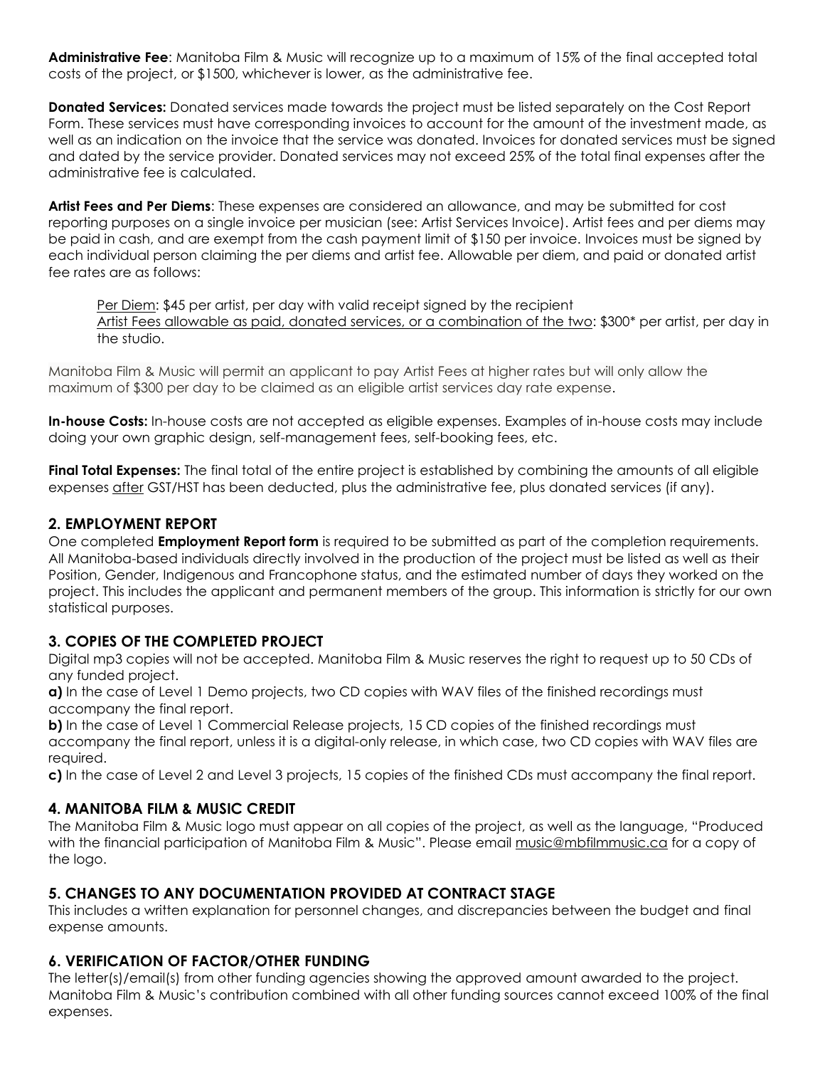**Administrative Fee**: Manitoba Film & Music will recognize up to a maximum of 15% of the final accepted total costs of the project, or $1500, whichever is lower, as the administrative fee.

**Donated Services:** Donated services made towards the project must be listed separately on the Cost Report Form. These services must have corresponding invoices to account for the amount of the investment made, as well as an indication on the invoice that the service was donated. Invoices for donated services must be signed and dated by the service provider. Donated services may not exceed 25% of the total final expenses after the administrative fee is calculated.

**Artist Fees and Per Diems**: These expenses are considered an allowance, and may be submitted for cost reporting purposes on a single invoice per musician (see: Artist Services Invoice). Artist fees and per diems may be paid in cash, and are exempt from the cash payment limit of $150 per invoice. Invoices must be signed by each individual person claiming the per diems and artist fee. Allowable per diem, and paid or donated artist fee rates are as follows:

> <u>Per Diem</u>: $45 per artist, per day with valid receipt signed by the recipient
> <u>Artist Fees allowable as paid, donated services, or a combination of the two</u>: $300* per artist, per day in the studio.

Manitoba Film & Music will permit an applicant to pay Artist Fees at higher rates but will only allow the maximum of $300 per day to be claimed as an eligible artist services day rate expense.

**In-house Costs:** In-house costs are not accepted as eligible expenses. Examples of in-house costs may include doing your own graphic design, self-management fees, self-booking fees, etc.

**Final Total Expenses:** The final total of the entire project is established by combining the amounts of all eligible expenses <u>after</u> GST/HST has been deducted, plus the administrative fee, plus donated services (if any).

## 2. EMPLOYMENT REPORT

One completed **Employment Report form** is required to be submitted as part of the completion requirements. All Manitoba-based individuals directly involved in the production of the project must be listed as well as their Position, Gender, Indigenous and Francophone status, and the estimated number of days they worked on the project. This includes the applicant and permanent members of the group. This information is strictly for our own statistical purposes.

## 3. COPIES OF THE COMPLETED PROJECT

Digital mp3 copies will not be accepted. Manitoba Film & Music reserves the right to request up to 50 CDs of any funded project.

**a)** In the case of Level 1 Demo projects, two CD copies with WAV files of the finished recordings must accompany the final report.

**b)** In the case of Level 1 Commercial Release projects, 15 CD copies of the finished recordings must accompany the final report, unless it is a digital-only release, in which case, two CD copies with WAV files are required.

**c)** In the case of Level 2 and Level 3 projects, 15 copies of the finished CDs must accompany the final report.

## 4. MANITOBA FILM & MUSIC CREDIT

The Manitoba Film & Music logo must appear on all copies of the project, as well as the language, "Produced with the financial participation of Manitoba Film & Music". Please email music@mbfilmmusic.ca for a copy of the logo.

## 5. CHANGES TO ANY DOCUMENTATION PROVIDED AT CONTRACT STAGE

This includes a written explanation for personnel changes, and discrepancies between the budget and final expense amounts.

## 6. VERIFICATION OF FACTOR/OTHER FUNDING

The letter(s)/email(s) from other funding agencies showing the approved amount awarded to the project. Manitoba Film & Music's contribution combined with all other funding sources cannot exceed 100% of the final expenses.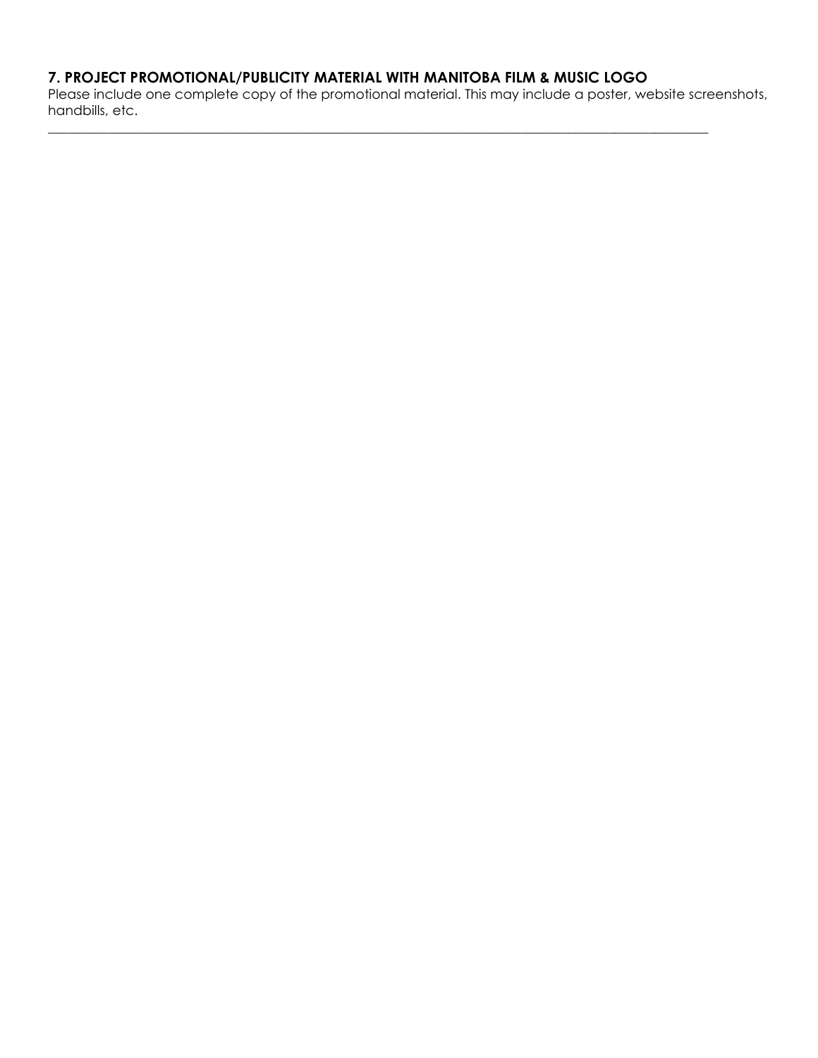## 7. PROJECT PROMOTIONAL/PUBLICITY MATERIAL WITH MANITOBA FILM & MUSIC LOGO

Please include one complete copy of the promotional material. This may include a poster, website screenshots, handbills, etc.

---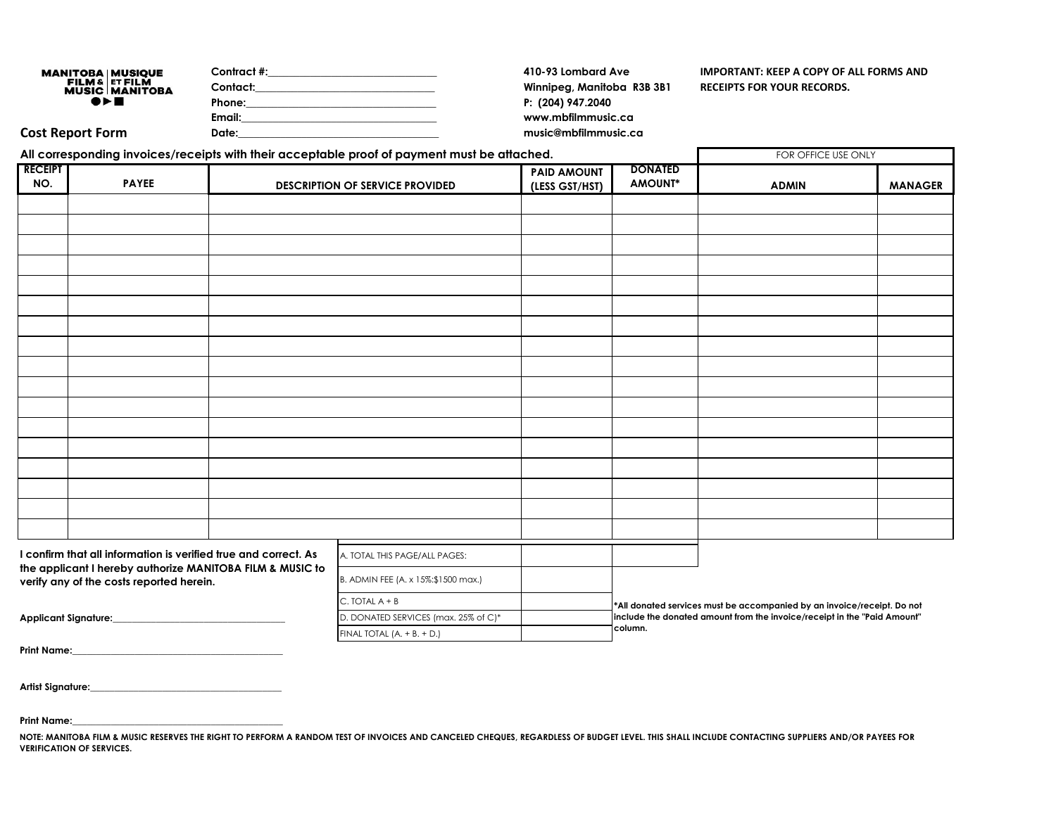MANITOBA FILM & MUSIC | MUSIQUE ET FILM MANITOBA

## Cost Report Form

Contract #:\_\_\_\_\_\_\_\_\_\_\_\_\_\_\_\_\_\_\_\_\_\_\_\_\_\_\_\_\_\_

Contact:\_\_\_\_\_\_\_\_\_\_\_\_\_\_\_\_\_\_\_\_\_\_\_\_\_\_\_\_\_\_

Phone:\_\_\_\_\_\_\_\_\_\_\_\_\_\_\_\_\_\_\_\_\_\_\_\_\_\_\_\_\_\_

Email:\_\_\_\_\_\_\_\_\_\_\_\_\_\_\_\_\_\_\_\_\_\_\_\_\_\_\_\_\_\_

Date:\_\_\_\_\_\_\_\_\_\_\_\_\_\_\_\_\_\_\_\_\_\_\_\_\_\_\_\_\_\_

**410-93 Lombard Ave**
**Winnipeg, Manitoba R3B 3B1**
**P: (204) 947.2040**
**www.mbfilmmusic.ca**
**music@mbfilmmusic.ca**

**IMPORTANT: KEEP A COPY OF ALL FORMS AND RECEIPTS FOR YOUR RECORDS.**

**All corresponding invoices/receipts with their acceptable proof of payment must be attached.**

| RECEIPT NO. | PAYEE | DESCRIPTION OF SERVICE PROVIDED | PAID AMOUNT (LESS GST/HST) | DONATED AMOUNT* | FOR OFFICE USE ONLY | |
|---|---|---|---|---|---|---|
| | | | | | ADMIN | MANAGER |
| | | | | | | |
| | | | | | | |
| | | | | | | |
| | | | | | | |
| | | | | | | |
| | | | | | | |
| | | | | | | |
| | | | | | | |
| | | | | | | |
| | | | | | | |
| | | | | | | |
| | | | | | | |
| | | | | | | |
| | | | | | | |
| | | | | | | |
| | | | | | | |
| | | | | | | |

| | | |
|---|---|---|
| A. TOTAL THIS PAGE/ALL PAGES: | | |
| B. ADMIN FEE (A. x 15%:$1500 max.) | | |
| C. TOTAL A + B | | |
| D. DONATED SERVICES (max. 25% of C)* | | |
| FINAL TOTAL (A. + B. + D.) | | |

**\*All donated services must be accompanied by an invoice/receipt. Do not include the donated amount from the invoice/receipt in the "Paid Amount" column.**

**I confirm that all information is verified true and correct. As the applicant I hereby authorize MANITOBA FILM & MUSIC to verify any of the costs reported herein.**

**Applicant Signature:**\_\_\_\_\_\_\_\_\_\_\_\_\_\_\_\_\_\_\_\_\_\_\_\_\_\_\_\_\_\_

**Print Name:**\_\_\_\_\_\_\_\_\_\_\_\_\_\_\_\_\_\_\_\_\_\_\_\_\_\_\_\_\_\_

**Artist Signature:**\_\_\_\_\_\_\_\_\_\_\_\_\_\_\_\_\_\_\_\_\_\_\_\_\_\_\_\_\_\_

**Print Name:**\_\_\_\_\_\_\_\_\_\_\_\_\_\_\_\_\_\_\_\_\_\_\_\_\_\_\_\_\_\_

**NOTE: MANITOBA FILM & MUSIC RESERVES THE RIGHT TO PERFORM A RANDOM TEST OF INVOICES AND CANCELED CHEQUES, REGARDLESS OF BUDGET LEVEL. THIS SHALL INCLUDE CONTACTING SUPPLIERS AND/OR PAYEES FOR VERIFICATION OF SERVICES.**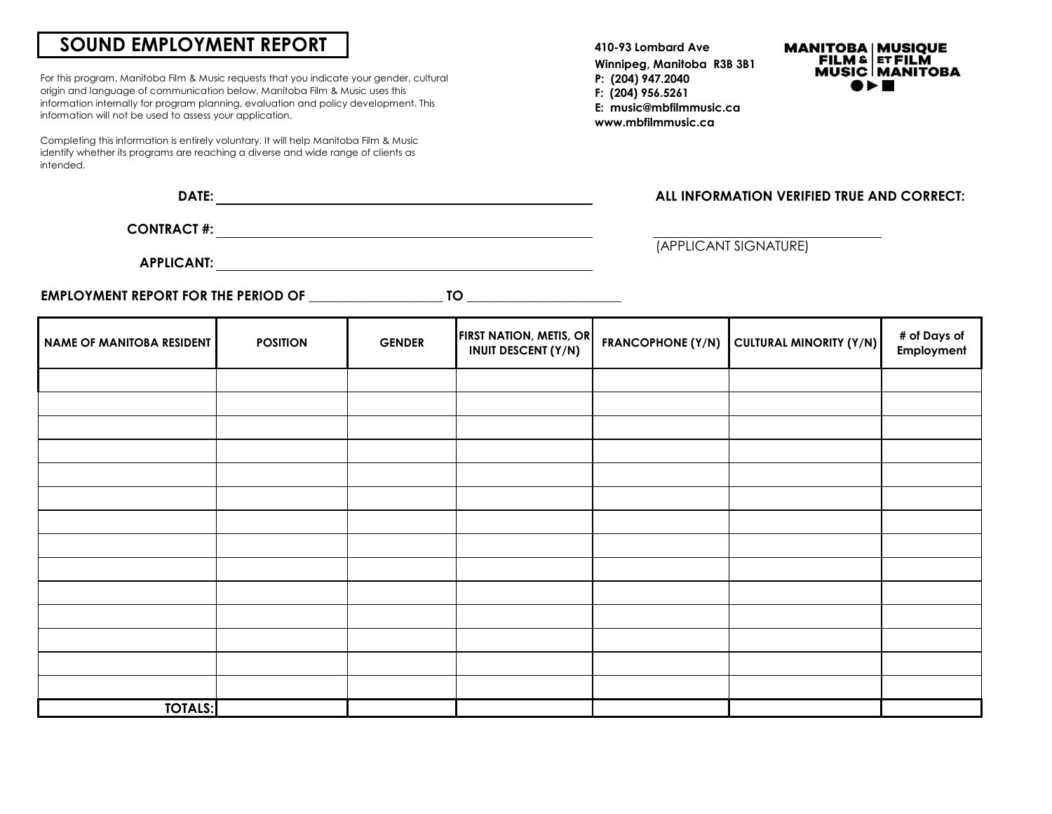# SOUND EMPLOYMENT REPORT

For this program, Manitoba Film & Music requests that you indicate your gender, cultural origin and language of communication below. Manitoba Film & Music uses this information internally for program planning, evaluation and policy development. This information will not be used to assess your application.

Completing this information is entirely voluntary. It will help Manitoba Film & Music identify whether its programs are reaching a diverse and wide range of clients as intended.

**410-93 Lombard Ave**
**Winnipeg, Manitoba R3B 3B1**
**P: (204) 947.2040**
**F: (204) 956.5261**
**E: music@mbfilmmusic.ca**
**www.mbfilmmusic.ca**

MANITOBA FILM & MUSIC | MUSIQUE ET FILM MANITOBA

**DATE:** ____________________

**CONTRACT #:** ____________________

**APPLICANT:** ____________________

**ALL INFORMATION VERIFIED TRUE AND CORRECT:**

____________________
(APPLICANT SIGNATURE)

**EMPLOYMENT REPORT FOR THE PERIOD OF** ____________________ **TO** ____________________

| NAME OF MANITOBA RESIDENT | POSITION | GENDER | FIRST NATION, METIS, OR INUIT DESCENT (Y/N) | FRANCOPHONE (Y/N) | CULTURAL MINORITY (Y/N) | # of Days of Employment |
|---|---|---|---|---|---|---|
| | | | | | | |
| | | | | | | |
| | | | | | | |
| | | | | | | |
| | | | | | | |
| | | | | | | |
| | | | | | | |
| | | | | | | |
| | | | | | | |
| | | | | | | |
| | | | | | | |
| | | | | | | |
| | | | | | | |
| | | | | | | |
| **TOTALS:** | | | | | | |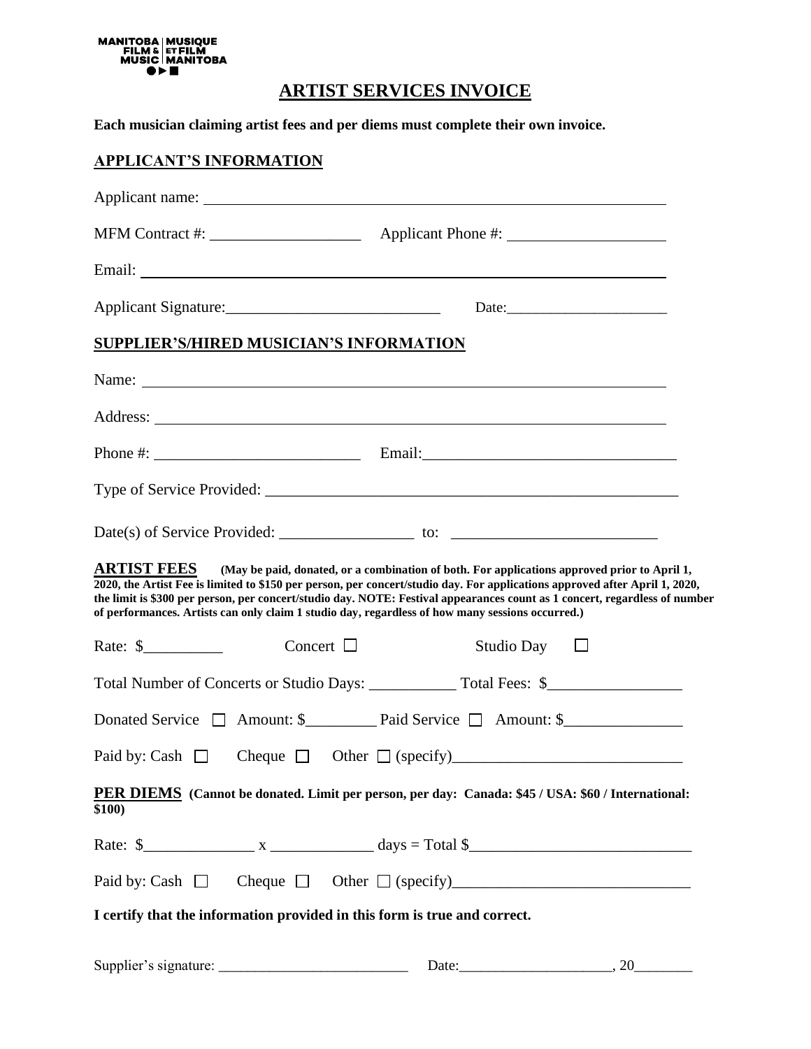MANITOBA FILM & MUSIC | MUSIQUE ET FILM MANITOBA

# ARTIST SERVICES INVOICE

**Each musician claiming artist fees and per diems must complete their own invoice.**

## APPLICANT'S INFORMATION

Applicant name: ____________________

MFM Contract #: ____________________ Applicant Phone #: ____________________

Email: ____________________

Applicant Signature: ____________________ Date: ____________________

## SUPPLIER'S/HIRED MUSICIAN'S INFORMATION

Name: ____________________

Address: ____________________

Phone #: ____________________ Email: ____________________

Type of Service Provided: ____________________

Date(s) of Service Provided: ____________________ to: ____________________

**ARTIST FEES** **(May be paid, donated, or a combination of both. For applications approved prior to April 1, 2020, the Artist Fee is limited to $150 per person, per concert/studio day. For applications approved after April 1, 2020, the limit is $300 per person, per concert/studio day. NOTE: Festival appearances count as 1 concert, regardless of number of performances. Artists can only claim 1 studio day, regardless of how many sessions occurred.)**

Rate: $__________ Concert ☐ Studio Day ☐

Total Number of Concerts or Studio Days: __________ Total Fees: $__________

Donated Service ☐ Amount: $__________ Paid Service ☐ Amount: $__________

Paid by: Cash ☐ Cheque ☐ Other ☐ (specify)____________________

**PER DIEMS** **(Cannot be donated. Limit per person, per day: Canada: $45 / USA: $60 / International: $100)**

Rate: $__________ x __________ days = Total $__________

Paid by: Cash ☐ Cheque ☐ Other ☐ (specify)____________________

**I certify that the information provided in this form is true and correct.**

Supplier's signature: ____________________ Date: ____________________, 20________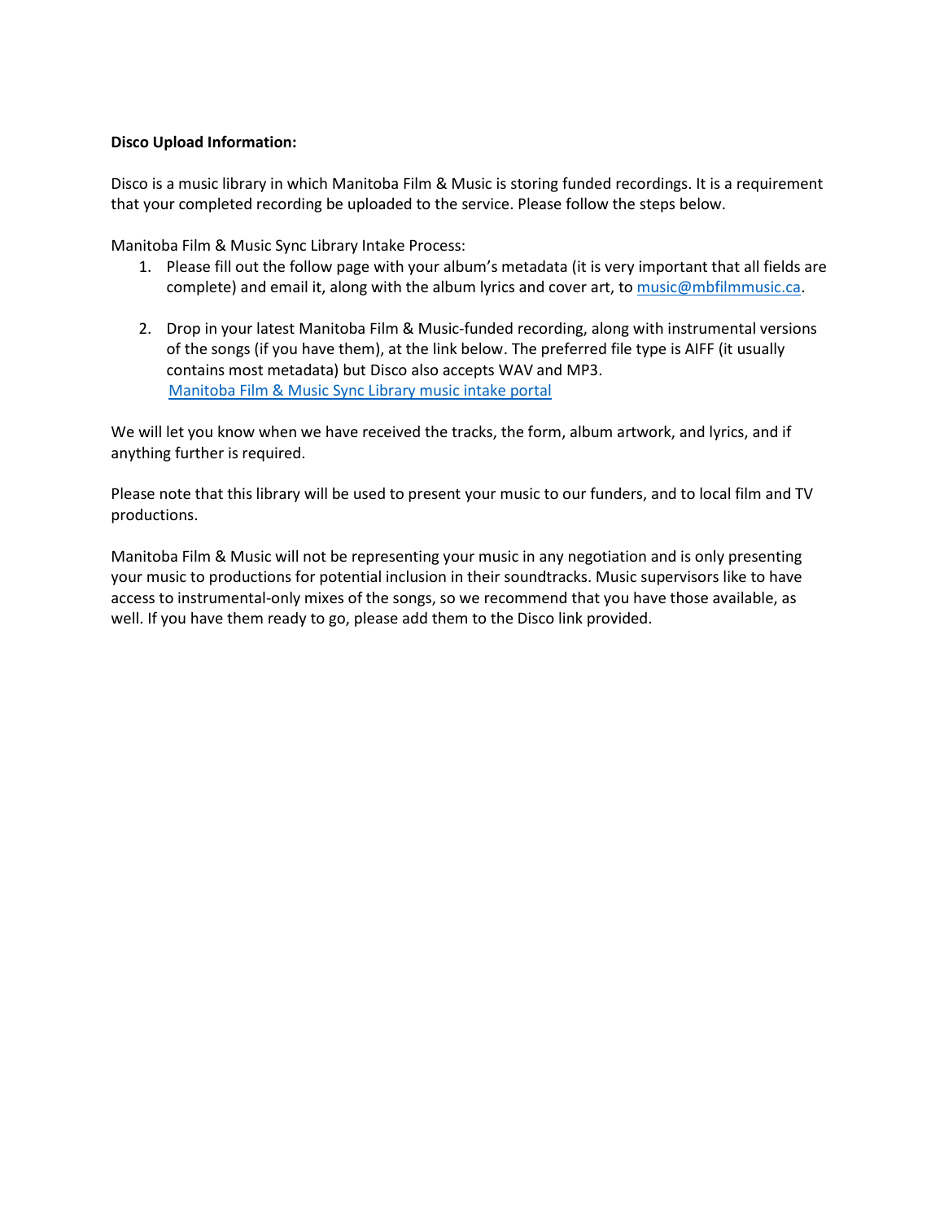**Disco Upload Information:**

Disco is a music library in which Manitoba Film & Music is storing funded recordings. It is a requirement that your completed recording be uploaded to the service. Please follow the steps below.

Manitoba Film & Music Sync Library Intake Process:

1. Please fill out the follow page with your album's metadata (it is very important that all fields are complete) and email it, along with the album lyrics and cover art, to music@mbfilmmusic.ca.

2. Drop in your latest Manitoba Film & Music-funded recording, along with instrumental versions of the songs (if you have them), at the link below. The preferred file type is AIFF (it usually contains most metadata) but Disco also accepts WAV and MP3.
   Manitoba Film & Music Sync Library music intake portal

We will let you know when we have received the tracks, the form, album artwork, and lyrics, and if anything further is required.

Please note that this library will be used to present your music to our funders, and to local film and TV productions.

Manitoba Film & Music will not be representing your music in any negotiation and is only presenting your music to productions for potential inclusion in their soundtracks. Music supervisors like to have access to instrumental-only mixes of the songs, so we recommend that you have those available, as well. If you have them ready to go, please add them to the Disco link provided.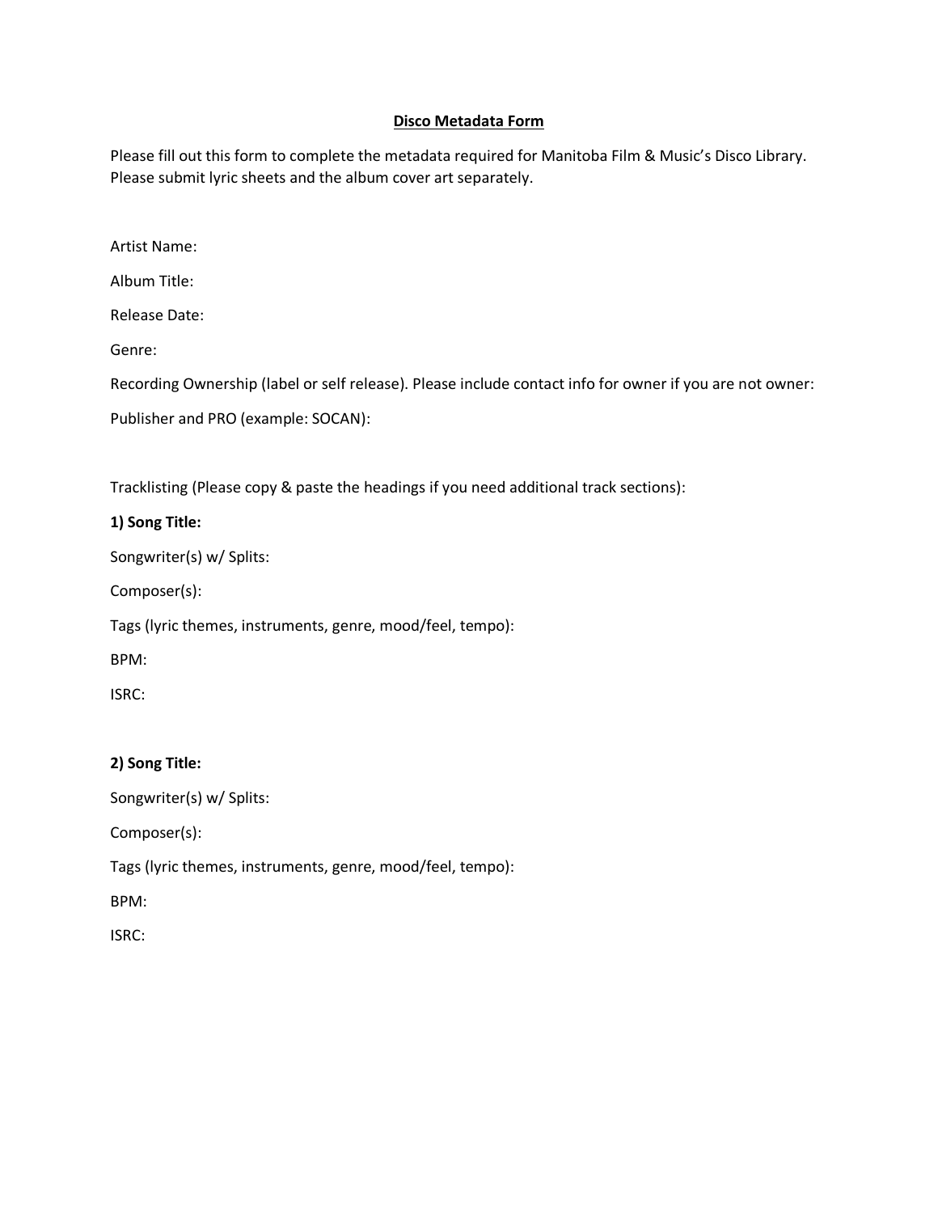**<u>Disco Metadata Form</u>**

Please fill out this form to complete the metadata required for Manitoba Film & Music's Disco Library. Please submit lyric sheets and the album cover art separately.

Artist Name:

Album Title:

Release Date:

Genre:

Recording Ownership (label or self release). Please include contact info for owner if you are not owner:

Publisher and PRO (example: SOCAN):

Tracklisting (Please copy & paste the headings if you need additional track sections):

**1) Song Title:**

Songwriter(s) w/ Splits:

Composer(s):

Tags (lyric themes, instruments, genre, mood/feel, tempo):

BPM:

ISRC:

**2) Song Title:**

Songwriter(s) w/ Splits:

Composer(s):

Tags (lyric themes, instruments, genre, mood/feel, tempo):

BPM:

ISRC: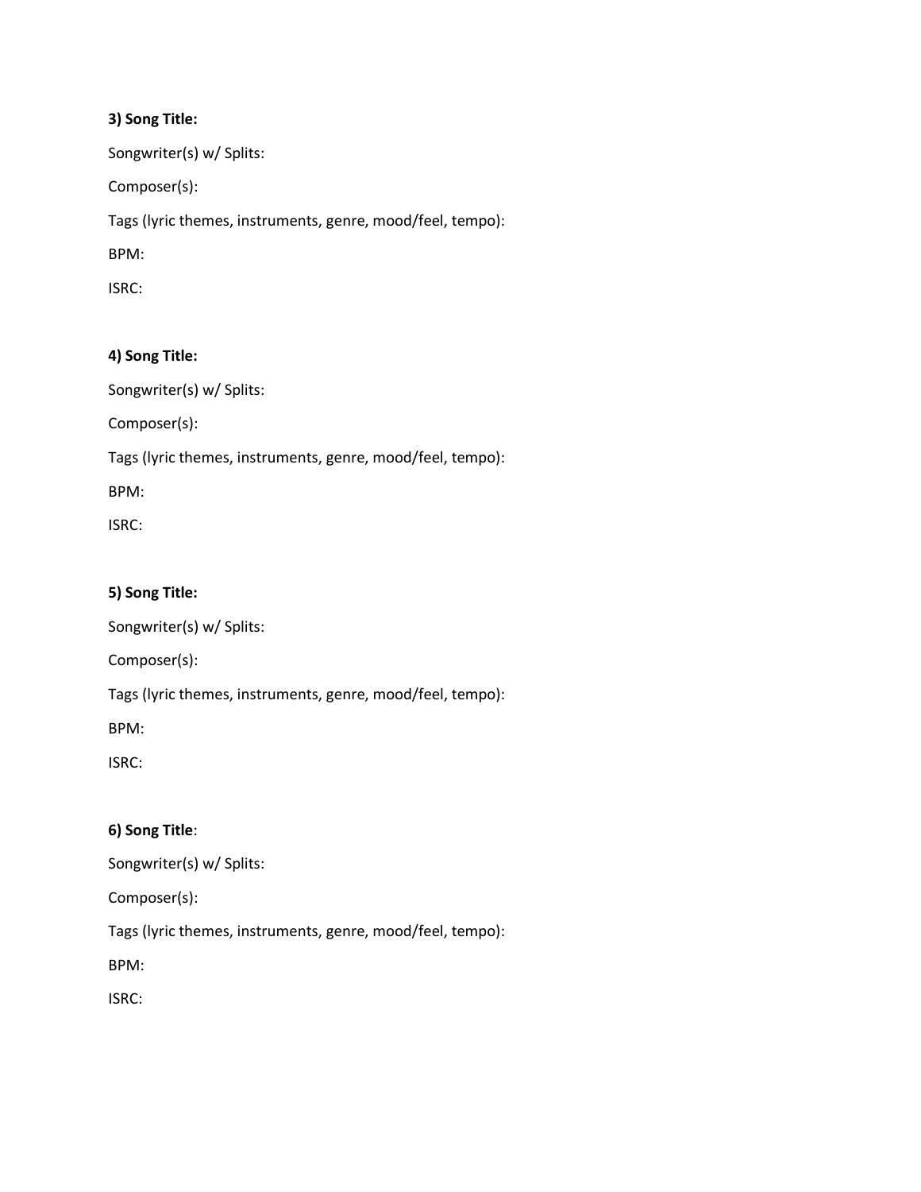**3) Song Title:**

Songwriter(s) w/ Splits:

Composer(s):

Tags (lyric themes, instruments, genre, mood/feel, tempo):

BPM:

ISRC:

**4) Song Title:**

Songwriter(s) w/ Splits:

Composer(s):

Tags (lyric themes, instruments, genre, mood/feel, tempo):

BPM:

ISRC:

**5) Song Title:**

Songwriter(s) w/ Splits:

Composer(s):

Tags (lyric themes, instruments, genre, mood/feel, tempo):

BPM:

ISRC:

**6) Song Title**:

Songwriter(s) w/ Splits:

Composer(s):

Tags (lyric themes, instruments, genre, mood/feel, tempo):

BPM:

ISRC: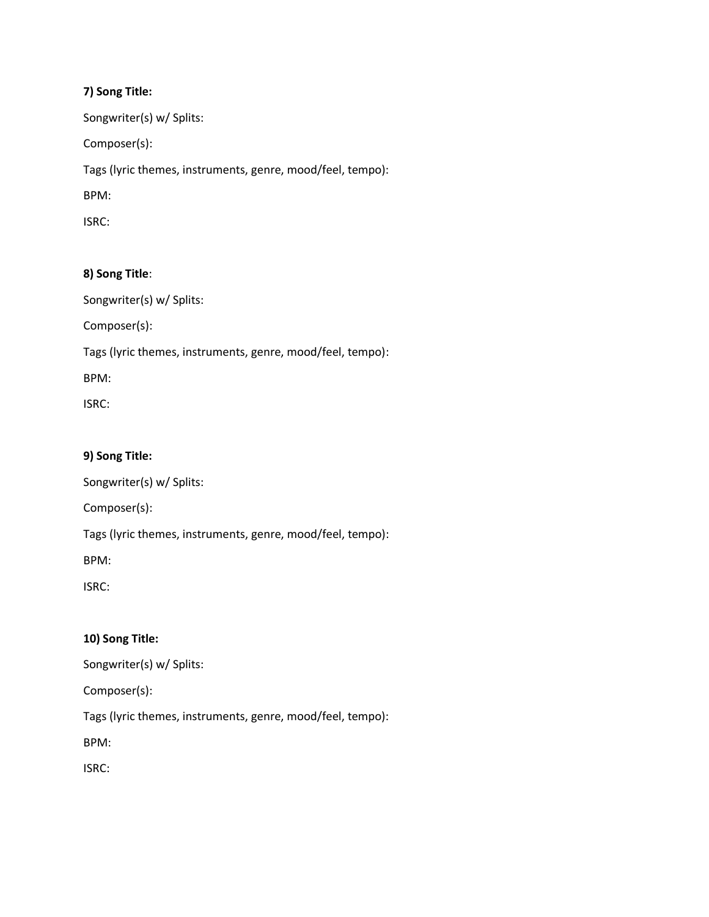**7) Song Title:**

Songwriter(s) w/ Splits:

Composer(s):

Tags (lyric themes, instruments, genre, mood/feel, tempo):

BPM:

ISRC:

**8) Song Title**:

Songwriter(s) w/ Splits:

Composer(s):

Tags (lyric themes, instruments, genre, mood/feel, tempo):

BPM:

ISRC:

**9) Song Title:**

Songwriter(s) w/ Splits:

Composer(s):

Tags (lyric themes, instruments, genre, mood/feel, tempo):

BPM:

ISRC:

**10) Song Title:**

Songwriter(s) w/ Splits:

Composer(s):

Tags (lyric themes, instruments, genre, mood/feel, tempo):

BPM:

ISRC: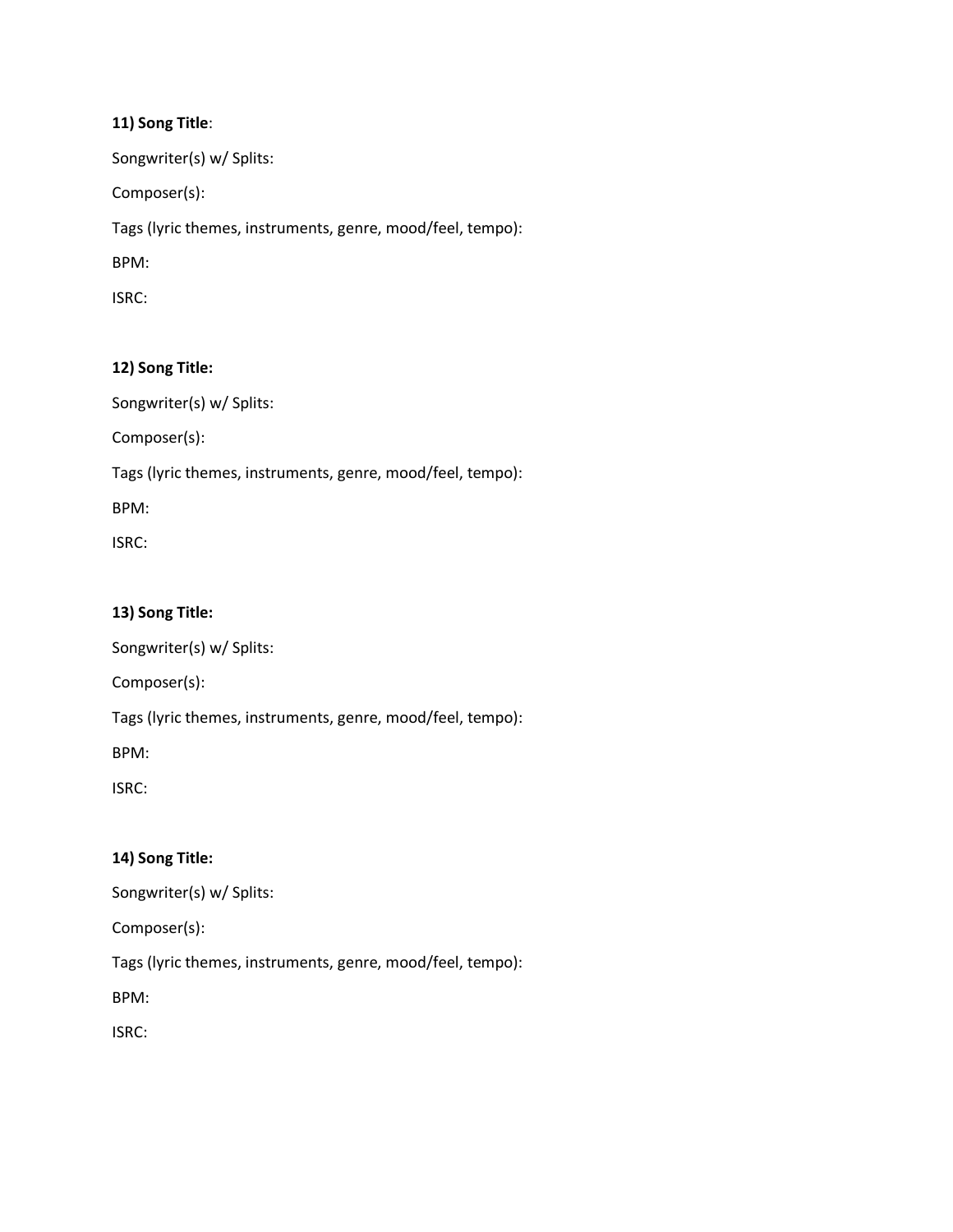**11) Song Title**:

Songwriter(s) w/ Splits:

Composer(s):

Tags (lyric themes, instruments, genre, mood/feel, tempo):

BPM:

ISRC:

**12) Song Title:**

Songwriter(s) w/ Splits:

Composer(s):

Tags (lyric themes, instruments, genre, mood/feel, tempo):

BPM:

ISRC:

**13) Song Title:**

Songwriter(s) w/ Splits:

Composer(s):

Tags (lyric themes, instruments, genre, mood/feel, tempo):

BPM:

ISRC:

**14) Song Title:**

Songwriter(s) w/ Splits:

Composer(s):

Tags (lyric themes, instruments, genre, mood/feel, tempo):

BPM:

ISRC: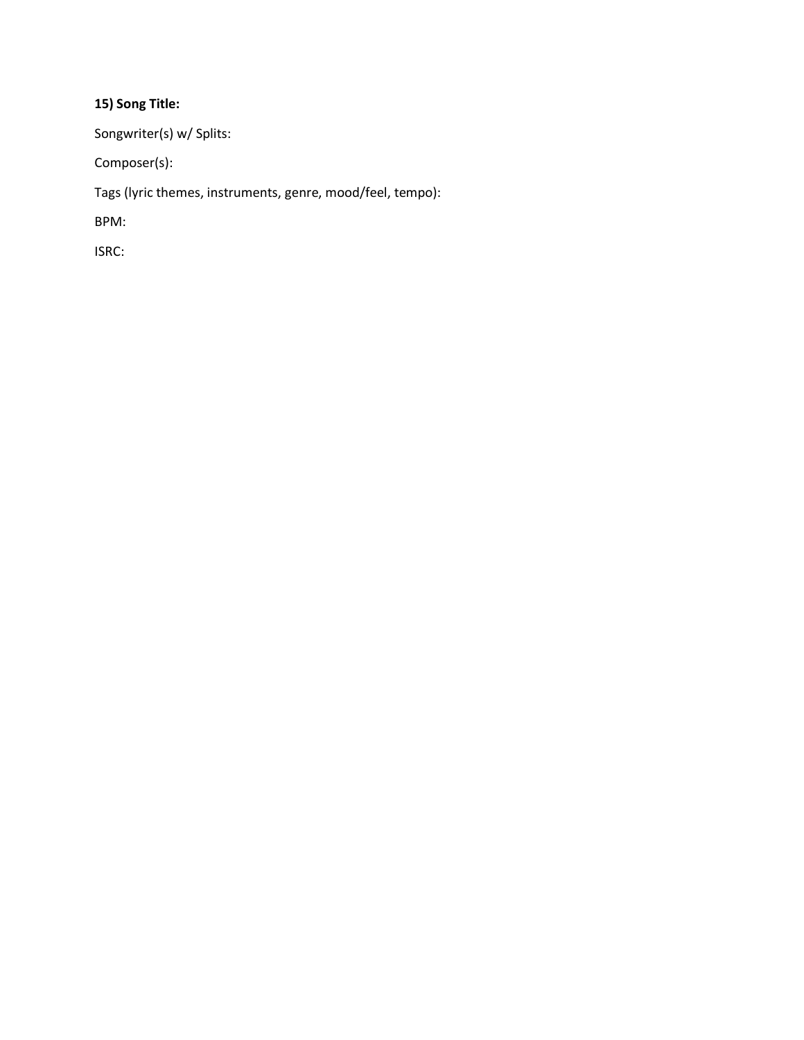**15) Song Title:**

Songwriter(s) w/ Splits:

Composer(s):

Tags (lyric themes, instruments, genre, mood/feel, tempo):

BPM:

ISRC: